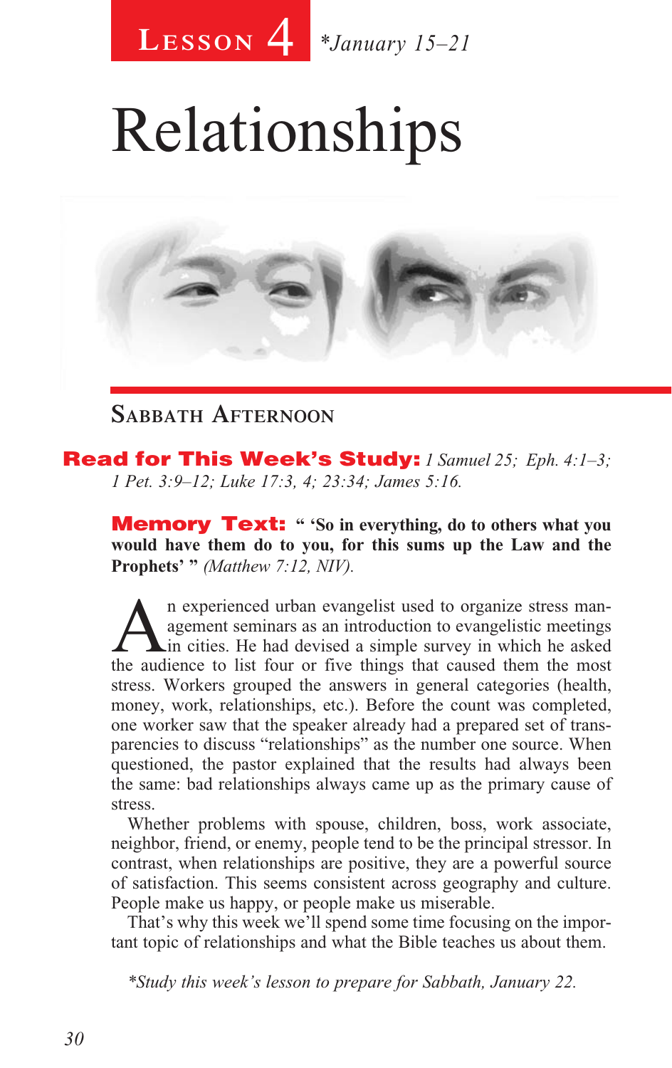**Lesson 4** *\*January 15–21*

# Relationships

## Sabbath Afternoon

**Read for This Week's Study:** *1 Samuel 25; Eph. 4:1–3; 1 Pet. 3:9–12; Luke 17:3, 4; 23:34; James 5:16.*

**Memory Text:** **" 'So in everything, do to others what you would have them do to you, for this sums up the Law and the Prophets' "** *(Matthew 7:12, NIV).*

An experienced urban evangelist used to organize stress management seminars as an introduction to evangelistic meetings in cities. He had devised a simple survey in which he asked the audience to list four or five things that caused them the most stress. Workers grouped the answers in general categories (health, money, work, relationships, etc.). Before the count was completed, one worker saw that the speaker already had a prepared set of transparencies to discuss "relationships" as the number one source. When questioned, the pastor explained that the results had always been the same: bad relationships always came up as the primary cause of stress.

Whether problems with spouse, children, boss, work associate, neighbor, friend, or enemy, people tend to be the principal stressor. In contrast, when relationships are positive, they are a powerful source of satisfaction. This seems consistent across geography and culture. People make us happy, or people make us miserable.

That's why this week we'll spend some time focusing on the important topic of relationships and what the Bible teaches us about them.

*\*Study this week's lesson to prepare for Sabbath, January 22.*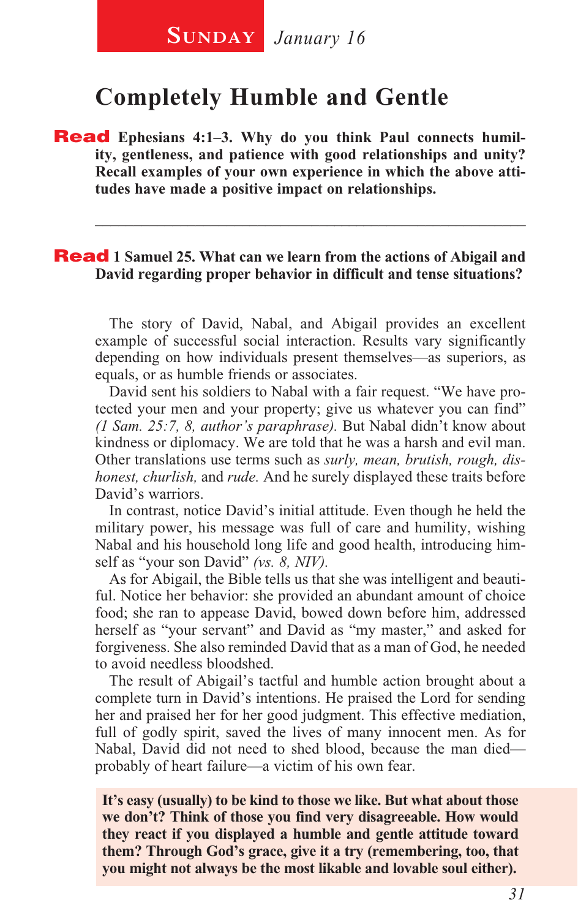**Sunday** *January 16*

# Completely Humble and Gentle

**Read Ephesians 4:1–3. Why do you think Paul connects humility, gentleness, and patience with good relationships and unity? Recall examples of your own experience in which the above attitudes have made a positive impact on relationships.**

---

**Read 1 Samuel 25. What can we learn from the actions of Abigail and David regarding proper behavior in difficult and tense situations?**

The story of David, Nabal, and Abigail provides an excellent example of successful social interaction. Results vary significantly depending on how individuals present themselves—as superiors, as equals, or as humble friends or associates.

David sent his soldiers to Nabal with a fair request. "We have protected your men and your property; give us whatever you can find" *(1 Sam. 25:7, 8, author's paraphrase).* But Nabal didn't know about kindness or diplomacy. We are told that he was a harsh and evil man. Other translations use terms such as *surly, mean, brutish, rough, dishonest, churlish,* and *rude.* And he surely displayed these traits before David's warriors.

In contrast, notice David's initial attitude. Even though he held the military power, his message was full of care and humility, wishing Nabal and his household long life and good health, introducing himself as "your son David" *(vs. 8, NIV).*

As for Abigail, the Bible tells us that she was intelligent and beautiful. Notice her behavior: she provided an abundant amount of choice food; she ran to appease David, bowed down before him, addressed herself as "your servant" and David as "my master," and asked for forgiveness. She also reminded David that as a man of God, he needed to avoid needless bloodshed.

The result of Abigail's tactful and humble action brought about a complete turn in David's intentions. He praised the Lord for sending her and praised her for her good judgment. This effective mediation, full of godly spirit, saved the lives of many innocent men. As for Nabal, David did not need to shed blood, because the man died—probably of heart failure—a victim of his own fear.

**It's easy (usually) to be kind to those we like. But what about those we don't? Think of those you find very disagreeable. How would they react if you displayed a humble and gentle attitude toward them? Through God's grace, give it a try (remembering, too, that you might not always be the most likable and lovable soul either).**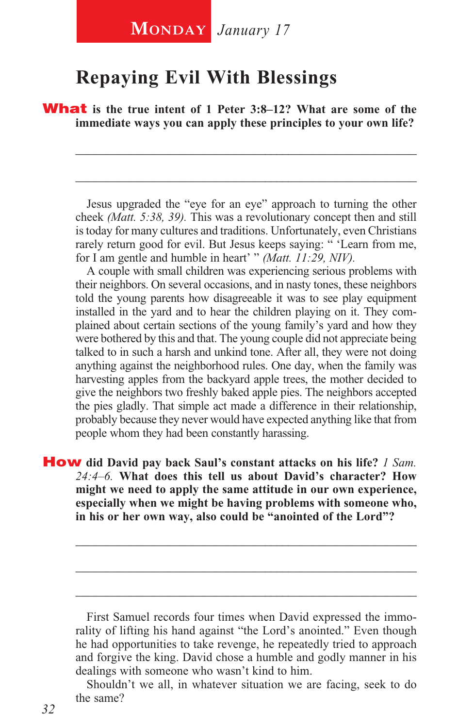**Monday** *January 17*

# Repaying Evil With Blessings

**What is the true intent of 1 Peter 3:8–12? What are some of the immediate ways you can apply these principles to your own life?**

_______________________________________________

_______________________________________________

Jesus upgraded the "eye for an eye" approach to turning the other cheek *(Matt. 5:38, 39).* This was a revolutionary concept then and still is today for many cultures and traditions. Unfortunately, even Christians rarely return good for evil. But Jesus keeps saying: " 'Learn from me, for I am gentle and humble in heart' " *(Matt. 11:29, NIV).*

A couple with small children was experiencing serious problems with their neighbors. On several occasions, and in nasty tones, these neighbors told the young parents how disagreeable it was to see play equipment installed in the yard and to hear the children playing on it. They complained about certain sections of the young family's yard and how they were bothered by this and that. The young couple did not appreciate being talked to in such a harsh and unkind tone. After all, they were not doing anything against the neighborhood rules. One day, when the family was harvesting apples from the backyard apple trees, the mother decided to give the neighbors two freshly baked apple pies. The neighbors accepted the pies gladly. That simple act made a difference in their relationship, probably because they never would have expected anything like that from people whom they had been constantly harassing.

**How did David pay back Saul's constant attacks on his life?** *1 Sam. 24:4–6.* **What does this tell us about David's character? How might we need to apply the same attitude in our own experience, especially when we might be having problems with someone who, in his or her own way, also could be "anointed of the Lord"?**

_______________________________________________

_______________________________________________

_______________________________________________

First Samuel records four times when David expressed the immorality of lifting his hand against "the Lord's anointed." Even though he had opportunities to take revenge, he repeatedly tried to approach and forgive the king. David chose a humble and godly manner in his dealings with someone who wasn't kind to him.

Shouldn't we all, in whatever situation we are facing, seek to do the same?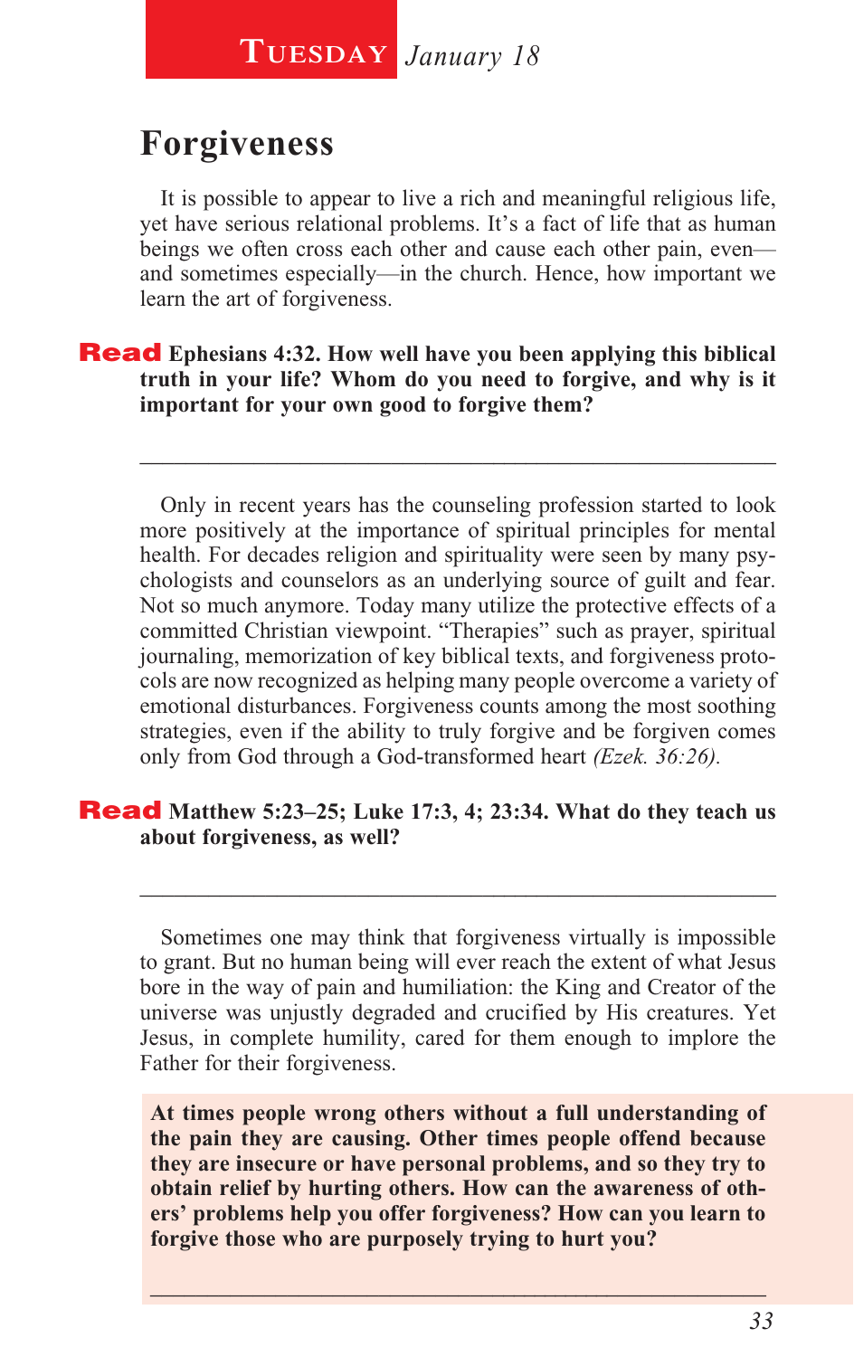**Tuesday** *January 18*

## Forgiveness

It is possible to appear to live a rich and meaningful religious life, yet have serious relational problems. It's a fact of life that as human beings we often cross each other and cause each other pain, even—and sometimes especially—in the church. Hence, how important we learn the art of forgiveness.

**Read Ephesians 4:32. How well have you been applying this biblical truth in your life? Whom do you need to forgive, and why is it important for your own good to forgive them?**

_______________________________________________

Only in recent years has the counseling profession started to look more positively at the importance of spiritual principles for mental health. For decades religion and spirituality were seen by many psychologists and counselors as an underlying source of guilt and fear. Not so much anymore. Today many utilize the protective effects of a committed Christian viewpoint. "Therapies" such as prayer, spiritual journaling, memorization of key biblical texts, and forgiveness protocols are now recognized as helping many people overcome a variety of emotional disturbances. Forgiveness counts among the most soothing strategies, even if the ability to truly forgive and be forgiven comes only from God through a God-transformed heart *(Ezek. 36:26).*

**Read Matthew 5:23–25; Luke 17:3, 4; 23:34. What do they teach us about forgiveness, as well?**

_______________________________________________

Sometimes one may think that forgiveness virtually is impossible to grant. But no human being will ever reach the extent of what Jesus bore in the way of pain and humiliation: the King and Creator of the universe was unjustly degraded and crucified by His creatures. Yet Jesus, in complete humility, cared for them enough to implore the Father for their forgiveness.

**At times people wrong others without a full understanding of the pain they are causing. Other times people offend because they are insecure or have personal problems, and so they try to obtain relief by hurting others. How can the awareness of others' problems help you offer forgiveness? How can you learn to forgive those who are purposely trying to hurt you?**

_______________________________________________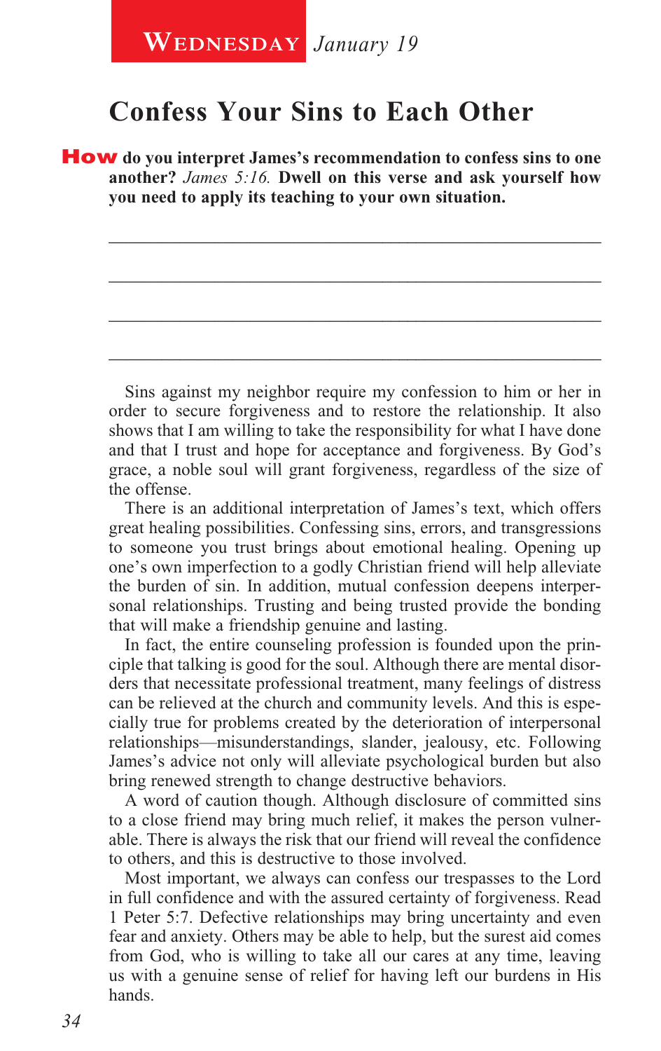**Wednesday** *January 19*

# Confess Your Sins to Each Other

**How do you interpret James's recommendation to confess sins to one another?** *James 5:16.* **Dwell on this verse and ask yourself how you need to apply its teaching to your own situation.**

\_\_\_\_\_\_\_\_\_\_\_\_\_\_\_\_\_\_\_\_\_\_\_\_\_\_\_\_\_\_\_\_\_\_\_\_\_\_\_\_\_\_\_\_\_\_\_\_\_\_\_\_\_\_

\_\_\_\_\_\_\_\_\_\_\_\_\_\_\_\_\_\_\_\_\_\_\_\_\_\_\_\_\_\_\_\_\_\_\_\_\_\_\_\_\_\_\_\_\_\_\_\_\_\_\_\_\_\_

\_\_\_\_\_\_\_\_\_\_\_\_\_\_\_\_\_\_\_\_\_\_\_\_\_\_\_\_\_\_\_\_\_\_\_\_\_\_\_\_\_\_\_\_\_\_\_\_\_\_\_\_\_\_

\_\_\_\_\_\_\_\_\_\_\_\_\_\_\_\_\_\_\_\_\_\_\_\_\_\_\_\_\_\_\_\_\_\_\_\_\_\_\_\_\_\_\_\_\_\_\_\_\_\_\_\_\_\_

Sins against my neighbor require my confession to him or her in order to secure forgiveness and to restore the relationship. It also shows that I am willing to take the responsibility for what I have done and that I trust and hope for acceptance and forgiveness. By God's grace, a noble soul will grant forgiveness, regardless of the size of the offense.

There is an additional interpretation of James's text, which offers great healing possibilities. Confessing sins, errors, and transgressions to someone you trust brings about emotional healing. Opening up one's own imperfection to a godly Christian friend will help alleviate the burden of sin. In addition, mutual confession deepens interpersonal relationships. Trusting and being trusted provide the bonding that will make a friendship genuine and lasting.

In fact, the entire counseling profession is founded upon the principle that talking is good for the soul. Although there are mental disorders that necessitate professional treatment, many feelings of distress can be relieved at the church and community levels. And this is especially true for problems created by the deterioration of interpersonal relationships—misunderstandings, slander, jealousy, etc. Following James's advice not only will alleviate psychological burden but also bring renewed strength to change destructive behaviors.

A word of caution though. Although disclosure of committed sins to a close friend may bring much relief, it makes the person vulnerable. There is always the risk that our friend will reveal the confidence to others, and this is destructive to those involved.

Most important, we always can confess our trespasses to the Lord in full confidence and with the assured certainty of forgiveness. Read 1 Peter 5:7. Defective relationships may bring uncertainty and even fear and anxiety. Others may be able to help, but the surest aid comes from God, who is willing to take all our cares at any time, leaving us with a genuine sense of relief for having left our burdens in His hands.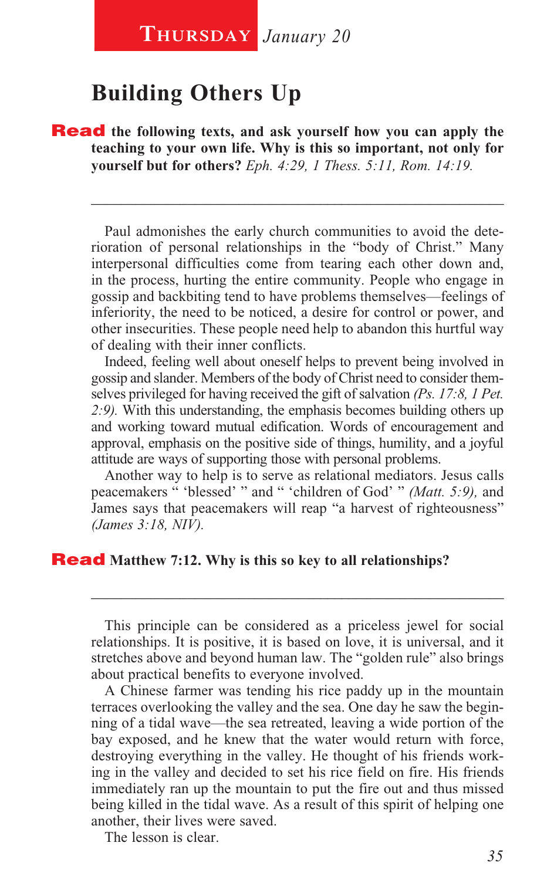**Thursday** *January 20*

# Building Others Up

**Read the following texts, and ask yourself how you can apply the teaching to your own life. Why is this so important, not only for yourself but for others?** *Eph. 4:29, 1 Thess. 5:11, Rom. 14:19.*

_____________________________________________________________

Paul admonishes the early church communities to avoid the deterioration of personal relationships in the "body of Christ." Many interpersonal difficulties come from tearing each other down and, in the process, hurting the entire community. People who engage in gossip and backbiting tend to have problems themselves—feelings of inferiority, the need to be noticed, a desire for control or power, and other insecurities. These people need help to abandon this hurtful way of dealing with their inner conflicts.

Indeed, feeling well about oneself helps to prevent being involved in gossip and slander. Members of the body of Christ need to consider themselves privileged for having received the gift of salvation *(Ps. 17:8, 1 Pet. 2:9).* With this understanding, the emphasis becomes building others up and working toward mutual edification. Words of encouragement and approval, emphasis on the positive side of things, humility, and a joyful attitude are ways of supporting those with personal problems.

Another way to help is to serve as relational mediators. Jesus calls peacemakers " 'blessed' " and " 'children of God' " *(Matt. 5:9),* and James says that peacemakers will reap "a harvest of righteousness" *(James 3:18, NIV).*

**Read Matthew 7:12. Why is this so key to all relationships?**

_____________________________________________________________

This principle can be considered as a priceless jewel for social relationships. It is positive, it is based on love, it is universal, and it stretches above and beyond human law. The "golden rule" also brings about practical benefits to everyone involved.

A Chinese farmer was tending his rice paddy up in the mountain terraces overlooking the valley and the sea. One day he saw the beginning of a tidal wave—the sea retreated, leaving a wide portion of the bay exposed, and he knew that the water would return with force, destroying everything in the valley. He thought of his friends working in the valley and decided to set his rice field on fire. His friends immediately ran up the mountain to put the fire out and thus missed being killed in the tidal wave. As a result of this spirit of helping one another, their lives were saved.

The lesson is clear.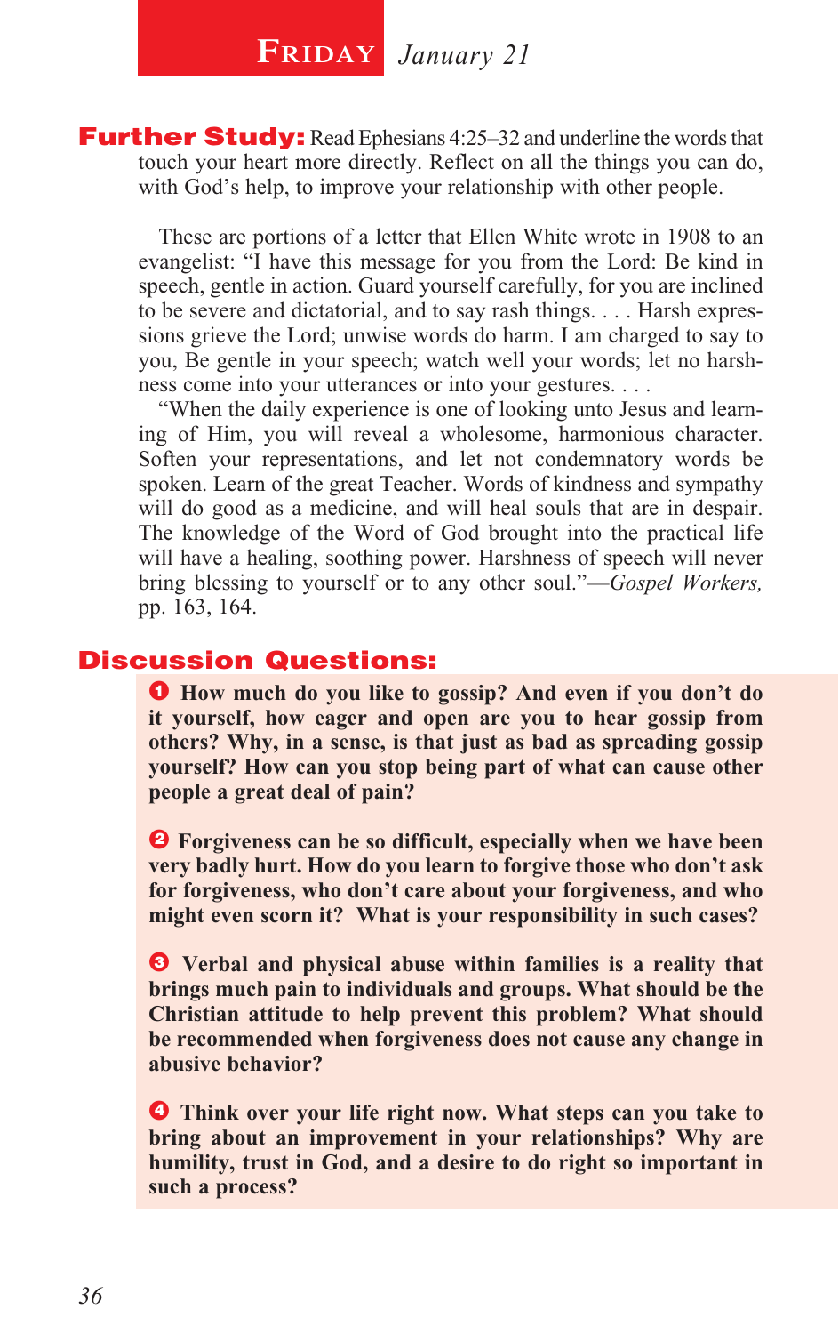## FRIDAY *January 21*

**Further Study:** Read Ephesians 4:25–32 and underline the words that touch your heart more directly. Reflect on all the things you can do, with God's help, to improve your relationship with other people.

These are portions of a letter that Ellen White wrote in 1908 to an evangelist: "I have this message for you from the Lord: Be kind in speech, gentle in action. Guard yourself carefully, for you are inclined to be severe and dictatorial, and to say rash things. . . . Harsh expressions grieve the Lord; unwise words do harm. I am charged to say to you, Be gentle in your speech; watch well your words; let no harshness come into your utterances or into your gestures. . . .

"When the daily experience is one of looking unto Jesus and learning of Him, you will reveal a wholesome, harmonious character. Soften your representations, and let not condemnatory words be spoken. Learn of the great Teacher. Words of kindness and sympathy will do good as a medicine, and will heal souls that are in despair. The knowledge of the Word of God brought into the practical life will have a healing, soothing power. Harshness of speech will never bring blessing to yourself or to any other soul."—*Gospel Workers,* pp. 163, 164.

**Discussion Questions:**

1. **How much do you like to gossip? And even if you don't do it yourself, how eager and open are you to hear gossip from others? Why, in a sense, is that just as bad as spreading gossip yourself? How can you stop being part of what can cause other people a great deal of pain?**

2. **Forgiveness can be so difficult, especially when we have been very badly hurt. How do you learn to forgive those who don't ask for forgiveness, who don't care about your forgiveness, and who might even scorn it? What is your responsibility in such cases?**

3. **Verbal and physical abuse within families is a reality that brings much pain to individuals and groups. What should be the Christian attitude to help prevent this problem? What should be recommended when forgiveness does not cause any change in abusive behavior?**

4. **Think over your life right now. What steps can you take to bring about an improvement in your relationships? Why are humility, trust in God, and a desire to do right so important in such a process?**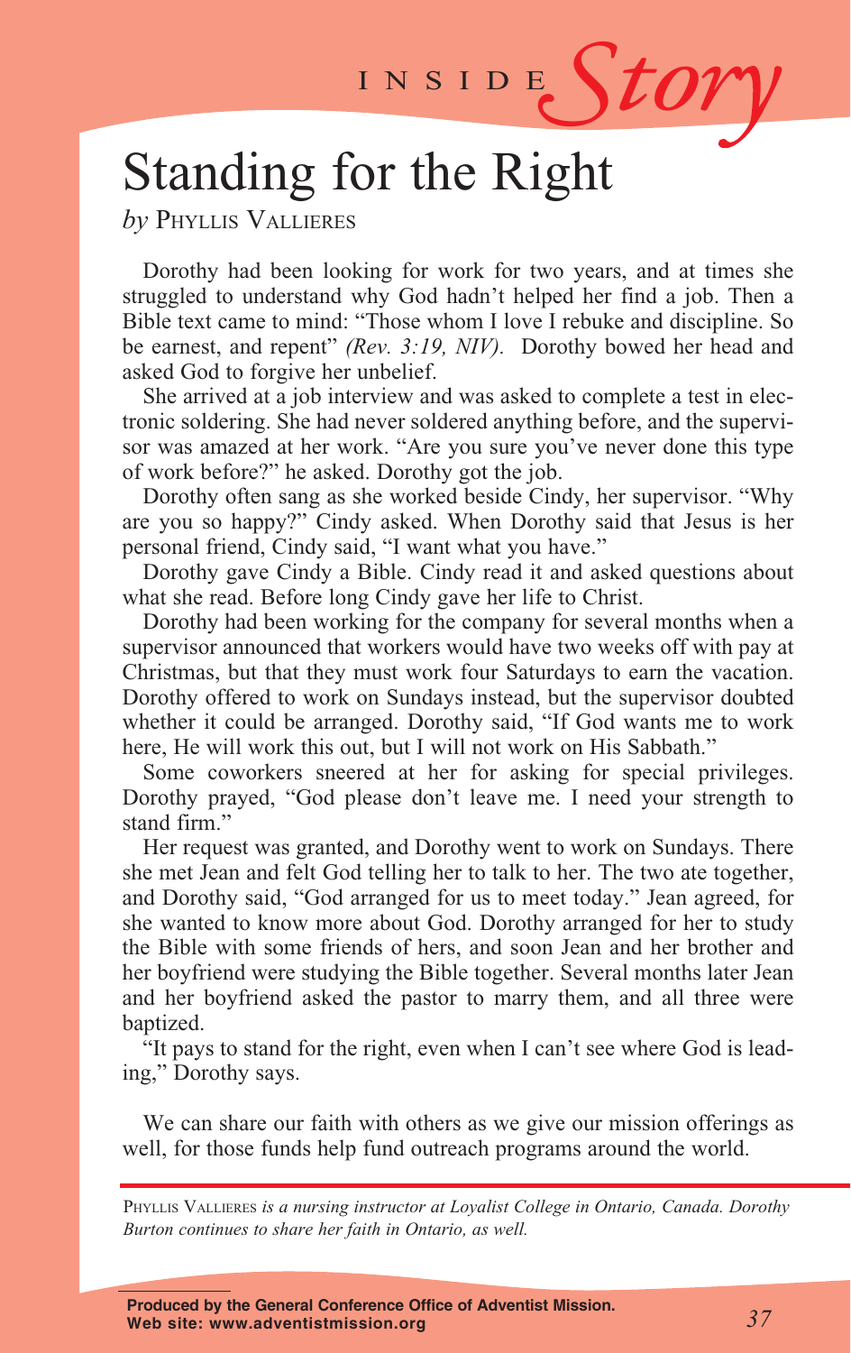INSIDE *Story*

# Standing for the Right

*by* Phyllis Vallieres

Dorothy had been looking for work for two years, and at times she struggled to understand why God hadn't helped her find a job. Then a Bible text came to mind: "Those whom I love I rebuke and discipline. So be earnest, and repent" *(Rev. 3:19, NIV).* Dorothy bowed her head and asked God to forgive her unbelief.

She arrived at a job interview and was asked to complete a test in electronic soldering. She had never soldered anything before, and the supervisor was amazed at her work. "Are you sure you've never done this type of work before?" he asked. Dorothy got the job.

Dorothy often sang as she worked beside Cindy, her supervisor. "Why are you so happy?" Cindy asked. When Dorothy said that Jesus is her personal friend, Cindy said, "I want what you have."

Dorothy gave Cindy a Bible. Cindy read it and asked questions about what she read. Before long Cindy gave her life to Christ.

Dorothy had been working for the company for several months when a supervisor announced that workers would have two weeks off with pay at Christmas, but that they must work four Saturdays to earn the vacation. Dorothy offered to work on Sundays instead, but the supervisor doubted whether it could be arranged. Dorothy said, "If God wants me to work here, He will work this out, but I will not work on His Sabbath."

Some coworkers sneered at her for asking for special privileges. Dorothy prayed, "God please don't leave me. I need your strength to stand firm."

Her request was granted, and Dorothy went to work on Sundays. There she met Jean and felt God telling her to talk to her. The two ate together, and Dorothy said, "God arranged for us to meet today." Jean agreed, for she wanted to know more about God. Dorothy arranged for her to study the Bible with some friends of hers, and soon Jean and her brother and her boyfriend were studying the Bible together. Several months later Jean and her boyfriend asked the pastor to marry them, and all three were baptized.

"It pays to stand for the right, even when I can't see where God is leading," Dorothy says.

We can share our faith with others as we give our mission offerings as well, for those funds help fund outreach programs around the world.

Phyllis Vallieres *is a nursing instructor at Loyalist College in Ontario, Canada. Dorothy Burton continues to share her faith in Ontario, as well.*

**Produced by the General Conference Office of Adventist Mission.**
**Web site: www.adventistmission.org**